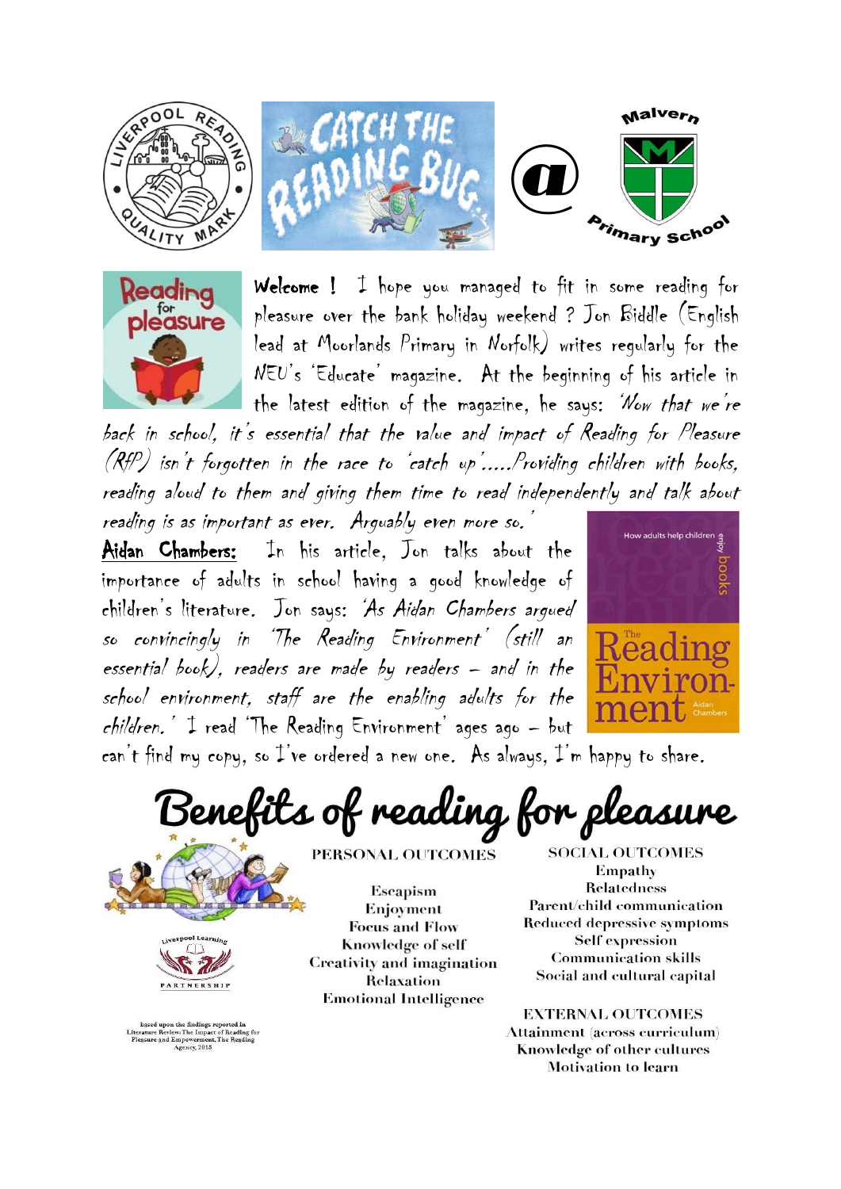**Welcome !** I hope you managed to fit in some reading for pleasure over the bank holiday weekend ? Jon Biddle (English lead at Moorlands Primary in Norfolk) writes regularly for the NEU's 'Educate' magazine. At the beginning of his article in the latest edition of the magazine, he says: *'Now that we're back in school, it's essential that the value and impact of Reading for Pleasure (RfP) isn't forgotten in the race to 'catch up'.....Providing children with books, reading aloud to them and giving them time to read independently and talk about reading is as important as ever. Arguably even more so.'*

**Aidan Chambers:** In his article, Jon talks about the importance of adults in school having a good knowledge of children's literature. Jon says: *'As Aidan Chambers argued so convincingly in 'The Reading Environment' (still an essential book), readers are made by readers – and in the school environment, staff are the enabling adults for the children.'* I read 'The Reading Environment' ages ago – but can't find my copy, so I've ordered a new one. As always, I'm happy to share.

# Benefits of reading for pleasure

**PERSONAL OUTCOMES**

- Escapism
- Enjoyment
- Focus and Flow
- Knowledge of self
- Creativity and imagination
- Relaxation
- Emotional Intelligence

**SOCIAL OUTCOMES**

- Empathy
- Relatedness
- Parent/child communication
- Reduced depressive symptoms
- Self expression
- Communication skills
- Social and cultural capital

**EXTERNAL OUTCOMES**

- Attainment (across curriculum)
- Knowledge of other cultures
- Motivation to learn

based upon the findings reported in Literature Review: The Impact of Reading for Pleasure and Empowerment, The Reading Agency, 2015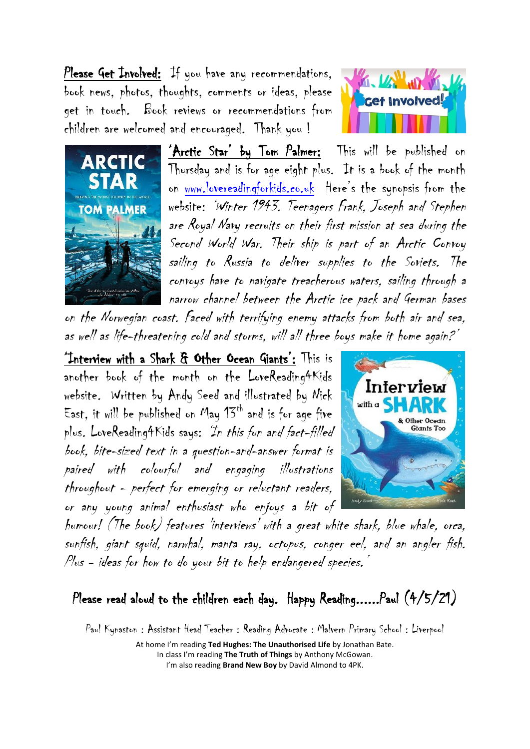**Please Get Involved:** If you have any recommendations, book news, photos, thoughts, comments or ideas, please get in touch. Book reviews or recommendations from children are welcomed and encouraged. Thank you !

**'Arctic Star' by Tom Palmer:** This will be published on Thursday and is for age eight plus. It is a book of the month on www.lovereadingforkids.co.uk Here's the synopsis from the website: *'Winter 1943. Teenagers Frank, Joseph and Stephen are Royal Navy recruits on their first mission at sea during the Second World War. Their ship is part of an Arctic Convoy sailing to Russia to deliver supplies to the Soviets. The convoys have to navigate treacherous waters, sailing through a narrow channel between the Arctic ice pack and German bases on the Norwegian coast. Faced with terrifying enemy attacks from both air and sea, as well as life-threatening cold and storms, will all three boys make it home again?'*

**'Interview with a Shark & Other Ocean Giants':** This is another book of the month on the LoveReading4Kids website. Written by Andy Seed and illustrated by Nick East, it will be published on May 13th and is for age five plus. LoveReading4Kids says: *'In this fun and fact-filled book, bite-sized text in a question-and-answer format is paired with colourful and engaging illustrations throughout – perfect for emerging or reluctant readers, or any young animal enthusiast who enjoys a bit of humour! (The book) features 'interviews' with a great white shark, blue whale, orca, sunfish, giant squid, narwhal, manta ray, octopus, conger eel, and an angler fish. Plus – ideas for how to do your bit to help endangered species.'*

**Please read aloud to the children each day. Happy Reading……Paul (4/5/21)**

Paul Kynaston : Assistant Head Teacher : Reading Advocate : Malvern Primary School : Liverpool

At home I'm reading **Ted Hughes: The Unauthorised Life** by Jonathan Bate.
In class I'm reading **The Truth of Things** by Anthony McGowan.
I'm also reading **Brand New Boy** by David Almond to 4PK.